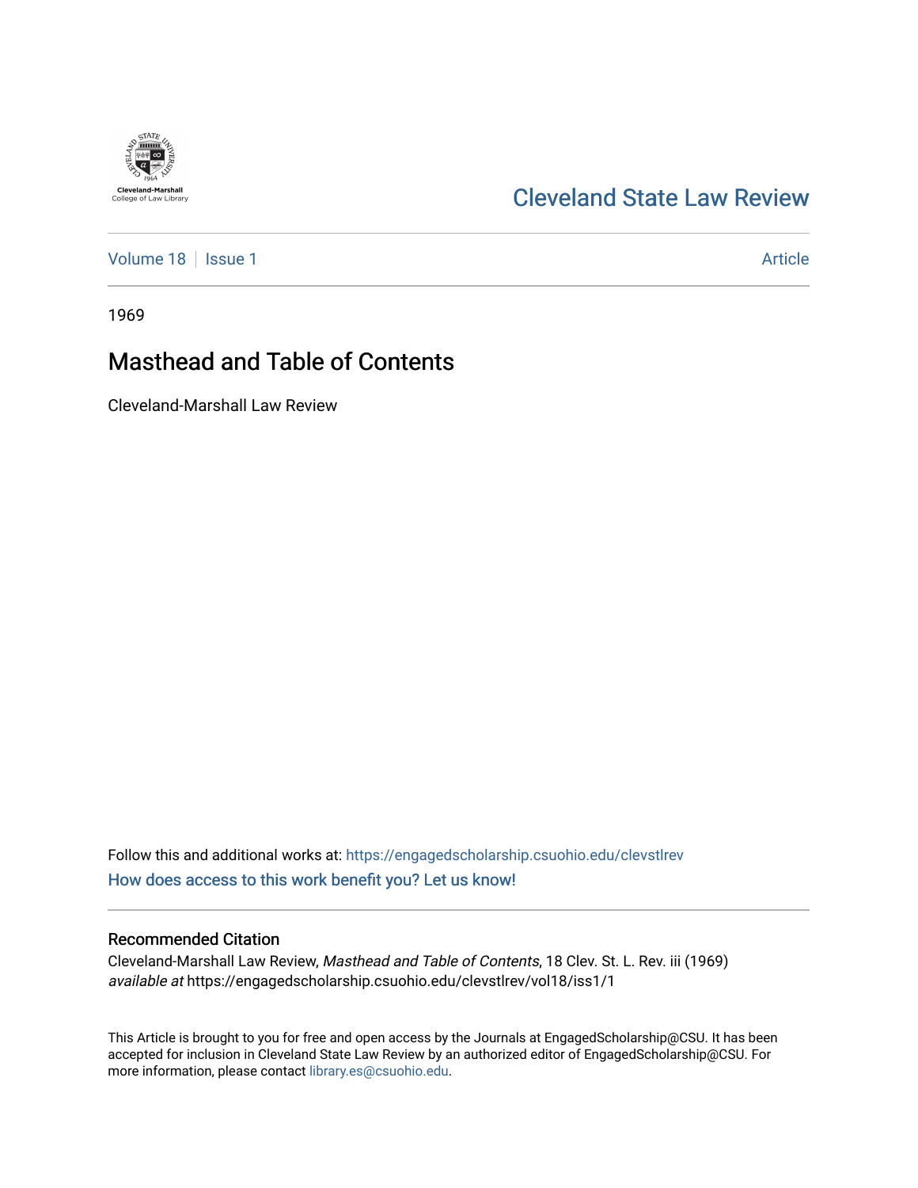Cleveland-Marshall College of Law Library

# Cleveland State Law Review

Volume 18 | Issue 1 | Article

1969

## Masthead and Table of Contents

Cleveland-Marshall Law Review

Follow this and additional works at: https://engagedscholarship.csuohio.edu/clevstlrev

How does access to this work benefit you? Let us know!

### Recommended Citation

Cleveland-Marshall Law Review, *Masthead and Table of Contents*, 18 Clev. St. L. Rev. iii (1969) *available at* https://engagedscholarship.csuohio.edu/clevstlrev/vol18/iss1/1

This Article is brought to you for free and open access by the Journals at EngagedScholarship@CSU. It has been accepted for inclusion in Cleveland State Law Review by an authorized editor of EngagedScholarship@CSU. For more information, please contact library.es@csuohio.edu.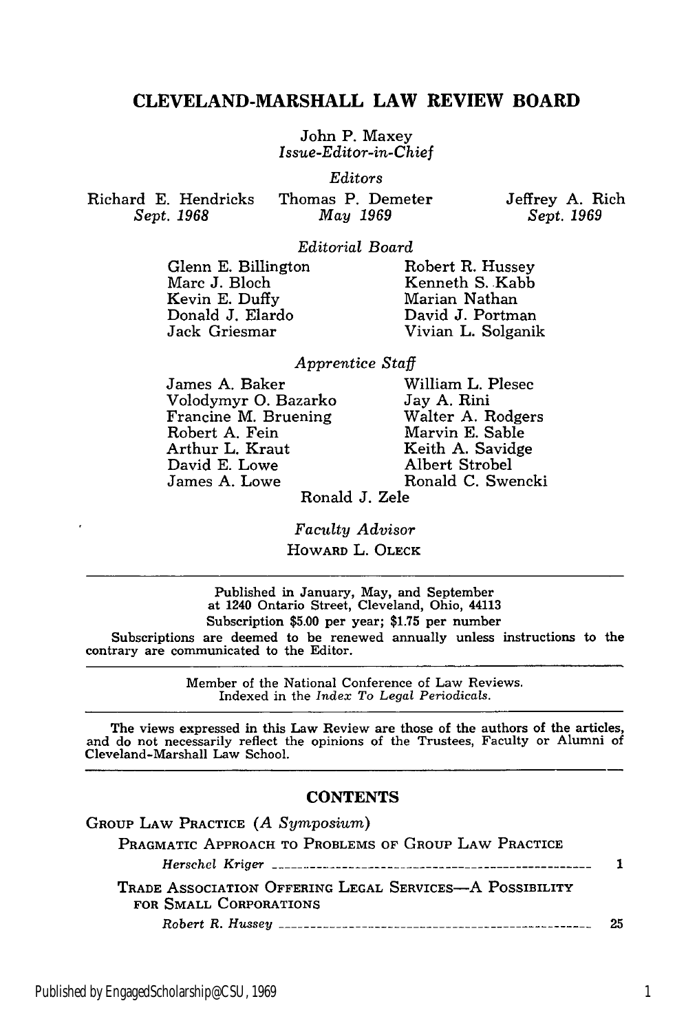# CLEVELAND-MARSHALL LAW REVIEW BOARD

John P. Maxey
*Issue-Editor-in-Chief*

*Editors*

Richard E. Hendricks
*Sept. 1968*

Thomas P. Demeter
*May 1969*

Jeffrey A. Rich
*Sept. 1969*

*Editorial Board*

Glenn E. Billington
Marc J. Bloch
Kevin E. Duffy
Donald J. Elardo
Jack Griesmar
Robert R. Hussey
Kenneth S. Kabb
Marian Nathan
David J. Portman
Vivian L. Solganik

*Apprentice Staff*

James A. Baker
Volodymyr O. Bazarko
Francine M. Bruening
Robert A. Fein
Arthur L. Kraut
David E. Lowe
James A. Lowe
William L. Plesec
Jay A. Rini
Walter A. Rodgers
Marvin E. Sable
Keith A. Savidge
Albert Strobel
Ronald C. Swencki
Ronald J. Zele

*Faculty Advisor*
HOWARD L. OLECK

---

Published in January, May, and September
at 1240 Ontario Street, Cleveland, Ohio, 44113
Subscription $5.00 per year; $1.75 per number

Subscriptions are deemed to be renewed annually unless instructions to the contrary are communicated to the Editor.

---

Member of the National Conference of Law Reviews.
Indexed in the *Index To Legal Periodicals.*

---

The views expressed in this Law Review are those of the authors of the articles, and do not necessarily reflect the opinions of the Trustees, Faculty or Alumni of Cleveland-Marshall Law School.

---

## CONTENTS

GROUP LAW PRACTICE (*A Symposium*)

PRAGMATIC APPROACH TO PROBLEMS OF GROUP LAW PRACTICE
*Herschel Kriger* ........................................ 1

TRADE ASSOCIATION OFFERING LEGAL SERVICES—A POSSIBILITY FOR SMALL CORPORATIONS
*Robert R. Hussey* ........................................ 25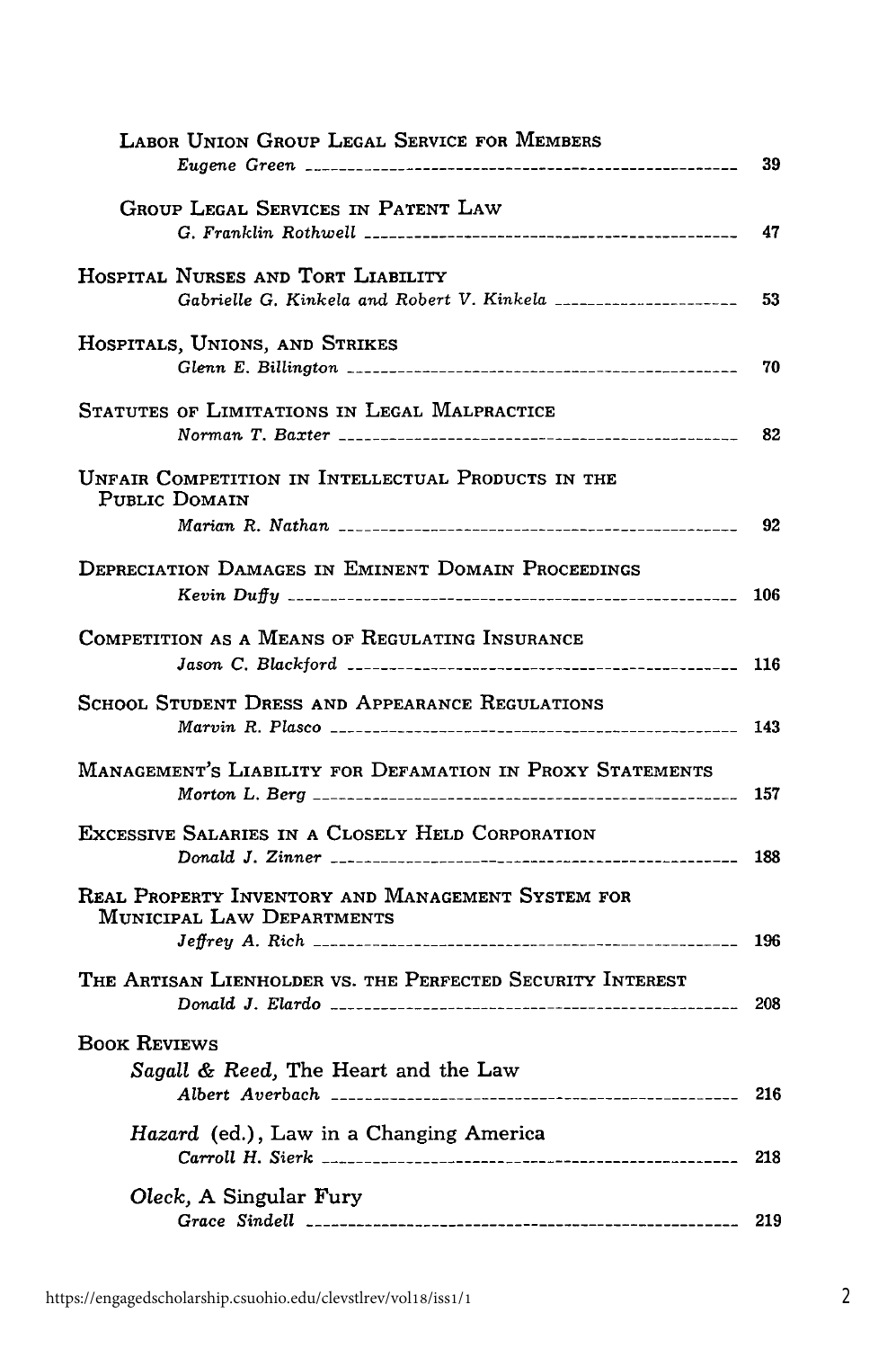LABOR UNION GROUP LEGAL SERVICE FOR MEMBERS
*Eugene Green* — 39

GROUP LEGAL SERVICES IN PATENT LAW
*G. Franklin Rothwell* — 47

HOSPITAL NURSES AND TORT LIABILITY
*Gabrielle G. Kinkela and Robert V. Kinkela* — 53

HOSPITALS, UNIONS, AND STRIKES
*Glenn E. Billington* — 70

STATUTES OF LIMITATIONS IN LEGAL MALPRACTICE
*Norman T. Baxter* — 82

UNFAIR COMPETITION IN INTELLECTUAL PRODUCTS IN THE PUBLIC DOMAIN
*Marian R. Nathan* — 92

DEPRECIATION DAMAGES IN EMINENT DOMAIN PROCEEDINGS
*Kevin Duffy* — 106

COMPETITION AS A MEANS OF REGULATING INSURANCE
*Jason C. Blackford* — 116

SCHOOL STUDENT DRESS AND APPEARANCE REGULATIONS
*Marvin R. Plasco* — 143

MANAGEMENT'S LIABILITY FOR DEFAMATION IN PROXY STATEMENTS
*Morton L. Berg* — 157

EXCESSIVE SALARIES IN A CLOSELY HELD CORPORATION
*Donald J. Zinner* — 188

REAL PROPERTY INVENTORY AND MANAGEMENT SYSTEM FOR MUNICIPAL LAW DEPARTMENTS
*Jeffrey A. Rich* — 196

THE ARTISAN LIENHOLDER VS. THE PERFECTED SECURITY INTEREST
*Donald J. Elardo* — 208

BOOK REVIEWS

*Sagall & Reed,* The Heart and the Law
*Albert Averbach* — 216

*Hazard* (ed.), Law in a Changing America
*Carroll H. Sierk* — 218

*Oleck,* A Singular Fury
*Grace Sindell* — 219